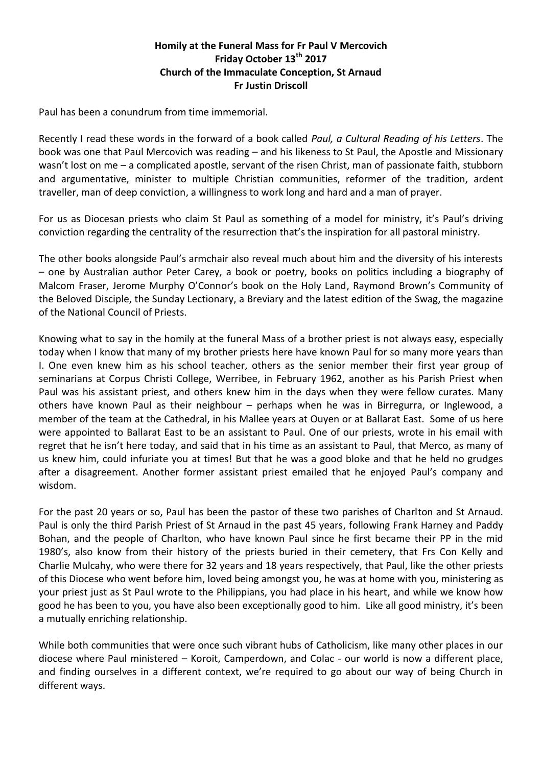**Homily at the Funeral Mass for Fr Paul V Mercovich**
**Friday October 13th 2017**
**Church of the Immaculate Conception, St Arnaud**
**Fr Justin Driscoll**

Paul has been a conundrum from time immemorial.

Recently I read these words in the forward of a book called *Paul, a Cultural Reading of his Letters*. The book was one that Paul Mercovich was reading – and his likeness to St Paul, the Apostle and Missionary wasn't lost on me – a complicated apostle, servant of the risen Christ, man of passionate faith, stubborn and argumentative, minister to multiple Christian communities, reformer of the tradition, ardent traveller, man of deep conviction, a willingness to work long and hard and a man of prayer.

For us as Diocesan priests who claim St Paul as something of a model for ministry, it's Paul's driving conviction regarding the centrality of the resurrection that's the inspiration for all pastoral ministry.

The other books alongside Paul's armchair also reveal much about him and the diversity of his interests – one by Australian author Peter Carey, a book or poetry, books on politics including a biography of Malcom Fraser, Jerome Murphy O'Connor's book on the Holy Land, Raymond Brown's Community of the Beloved Disciple, the Sunday Lectionary, a Breviary and the latest edition of the Swag, the magazine of the National Council of Priests.

Knowing what to say in the homily at the funeral Mass of a brother priest is not always easy, especially today when I know that many of my brother priests here have known Paul for so many more years than I. One even knew him as his school teacher, others as the senior member their first year group of seminarians at Corpus Christi College, Werribee, in February 1962, another as his Parish Priest when Paul was his assistant priest, and others knew him in the days when they were fellow curates. Many others have known Paul as their neighbour – perhaps when he was in Birregurra, or Inglewood, a member of the team at the Cathedral, in his Mallee years at Ouyen or at Ballarat East. Some of us here were appointed to Ballarat East to be an assistant to Paul. One of our priests, wrote in his email with regret that he isn't here today, and said that in his time as an assistant to Paul, that Merco, as many of us knew him, could infuriate you at times! But that he was a good bloke and that he held no grudges after a disagreement. Another former assistant priest emailed that he enjoyed Paul's company and wisdom.

For the past 20 years or so, Paul has been the pastor of these two parishes of Charlton and St Arnaud. Paul is only the third Parish Priest of St Arnaud in the past 45 years, following Frank Harney and Paddy Bohan, and the people of Charlton, who have known Paul since he first became their PP in the mid 1980's, also know from their history of the priests buried in their cemetery, that Frs Con Kelly and Charlie Mulcahy, who were there for 32 years and 18 years respectively, that Paul, like the other priests of this Diocese who went before him, loved being amongst you, he was at home with you, ministering as your priest just as St Paul wrote to the Philippians, you had place in his heart, and while we know how good he has been to you, you have also been exceptionally good to him. Like all good ministry, it's been a mutually enriching relationship.

While both communities that were once such vibrant hubs of Catholicism, like many other places in our diocese where Paul ministered – Koroit, Camperdown, and Colac - our world is now a different place, and finding ourselves in a different context, we're required to go about our way of being Church in different ways.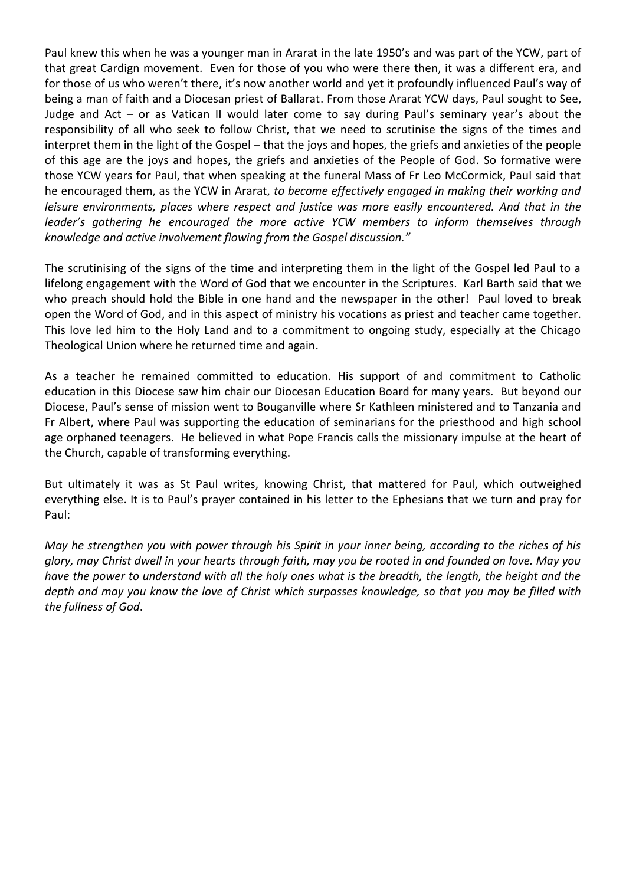Paul knew this when he was a younger man in Ararat in the late 1950's and was part of the YCW, part of that great Cardign movement. Even for those of you who were there then, it was a different era, and for those of us who weren't there, it's now another world and yet it profoundly influenced Paul's way of being a man of faith and a Diocesan priest of Ballarat. From those Ararat YCW days, Paul sought to See, Judge and Act – or as Vatican II would later come to say during Paul's seminary year's about the responsibility of all who seek to follow Christ, that we need to scrutinise the signs of the times and interpret them in the light of the Gospel – that the joys and hopes, the griefs and anxieties of the people of this age are the joys and hopes, the griefs and anxieties of the People of God. So formative were those YCW years for Paul, that when speaking at the funeral Mass of Fr Leo McCormick, Paul said that he encouraged them, as the YCW in Ararat, *to become effectively engaged in making their working and leisure environments, places where respect and justice was more easily encountered. And that in the leader's gathering he encouraged the more active YCW members to inform themselves through knowledge and active involvement flowing from the Gospel discussion."*

The scrutinising of the signs of the time and interpreting them in the light of the Gospel led Paul to a lifelong engagement with the Word of God that we encounter in the Scriptures. Karl Barth said that we who preach should hold the Bible in one hand and the newspaper in the other! Paul loved to break open the Word of God, and in this aspect of ministry his vocations as priest and teacher came together. This love led him to the Holy Land and to a commitment to ongoing study, especially at the Chicago Theological Union where he returned time and again.

As a teacher he remained committed to education. His support of and commitment to Catholic education in this Diocese saw him chair our Diocesan Education Board for many years. But beyond our Diocese, Paul's sense of mission went to Bouganville where Sr Kathleen ministered and to Tanzania and Fr Albert, where Paul was supporting the education of seminarians for the priesthood and high school age orphaned teenagers. He believed in what Pope Francis calls the missionary impulse at the heart of the Church, capable of transforming everything.

But ultimately it was as St Paul writes, knowing Christ, that mattered for Paul, which outweighed everything else. It is to Paul's prayer contained in his letter to the Ephesians that we turn and pray for Paul:

*May he strengthen you with power through his Spirit in your inner being, according to the riches of his glory, may Christ dwell in your hearts through faith, may you be rooted in and founded on love. May you have the power to understand with all the holy ones what is the breadth, the length, the height and the depth and may you know the love of Christ which surpasses knowledge, so that you may be filled with the fullness of God*.